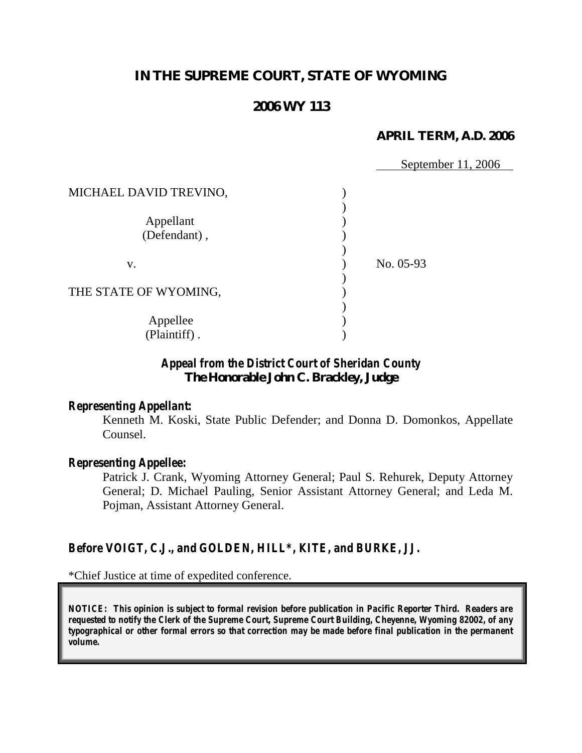# IN THE SUPREME COURT, STATE OF WYOMING

## 2006 WY 113

**APRIL TERM, A.D. 2006**

September 11, 2006

| | | |
|---|---|---|
| MICHAEL DAVID TREVINO,<br><br>Appellant<br>(Defendant) , | ) | |
| v. | ) | No. 05-93 |
| THE STATE OF WYOMING,<br><br>Appellee<br>(Plaintiff) . | ) | |

***Appeal from the District Court of Sheridan County***
***The Honorable John C. Brackley, Judge***

***Representing Appellant:***

Kenneth M. Koski, State Public Defender; and Donna D. Domonkos, Appellate Counsel.

***Representing Appellee:***

Patrick J. Crank, Wyoming Attorney General; Paul S. Rehurek, Deputy Attorney General; D. Michael Pauling, Senior Assistant Attorney General; and Leda M. Pojman, Assistant Attorney General.

***Before VOIGT, C.J., and GOLDEN, HILL\*, KITE, and BURKE, JJ.***

\*Chief Justice at time of expedited conference.

***NOTICE: This opinion is subject to formal revision before publication in Pacific Reporter Third. Readers are requested to notify the Clerk of the Supreme Court, Supreme Court Building, Cheyenne, Wyoming 82002, of any typographical or other formal errors so that correction may be made before final publication in the permanent volume.***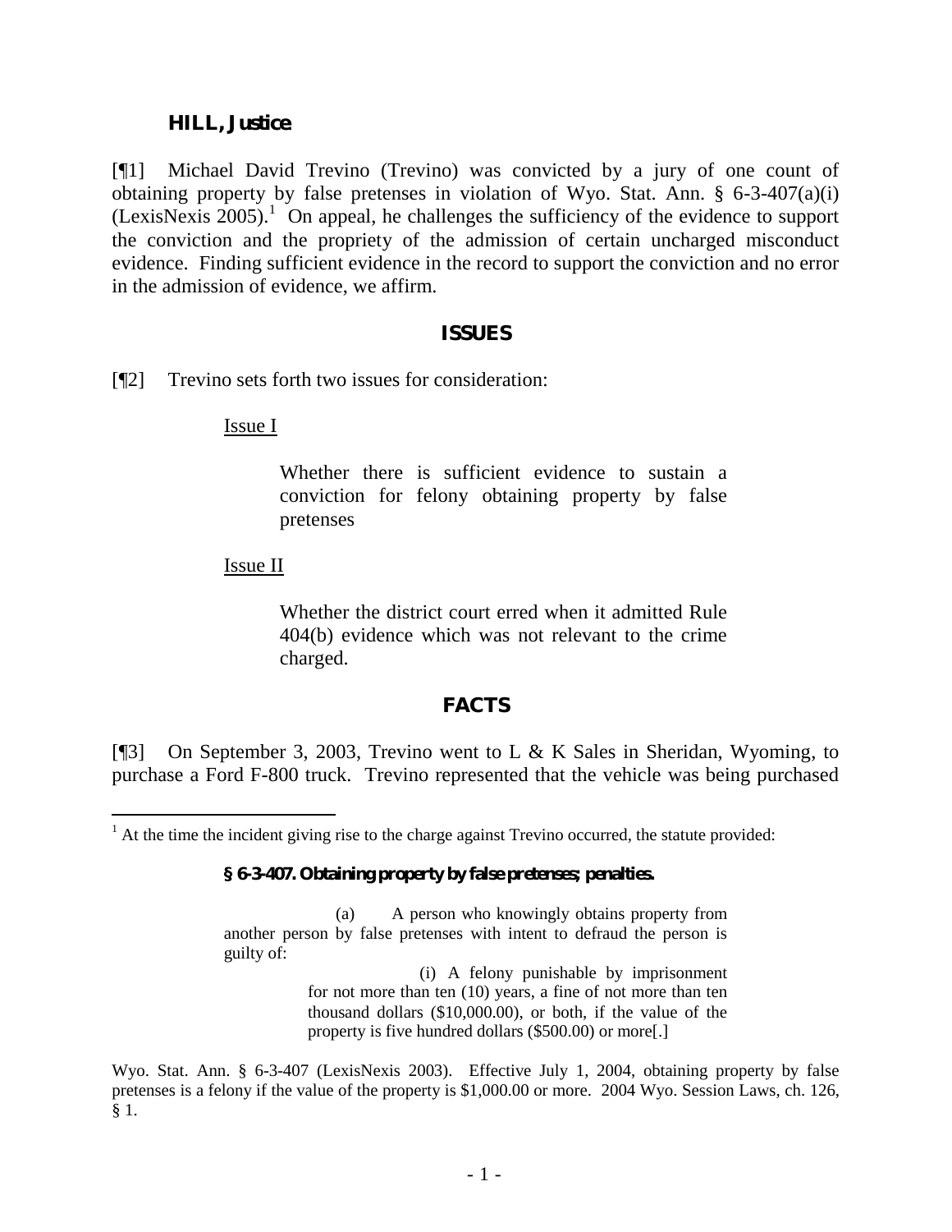**HILL, Justice.**

[¶1] Michael David Trevino (Trevino) was convicted by a jury of one count of obtaining property by false pretenses in violation of Wyo. Stat. Ann. § 6-3-407(a)(i) (LexisNexis 2005).[1] On appeal, he challenges the sufficiency of the evidence to support the conviction and the propriety of the admission of certain uncharged misconduct evidence. Finding sufficient evidence in the record to support the conviction and no error in the admission of evidence, we affirm.

## ISSUES

[¶2] Trevino sets forth two issues for consideration:

<u>Issue I</u>

> Whether there is sufficient evidence to sustain a conviction for felony obtaining property by false pretenses

<u>Issue II</u>

> Whether the district court erred when it admitted Rule 404(b) evidence which was not relevant to the crime charged.

## FACTS

[¶3] On September 3, 2003, Trevino went to L & K Sales in Sheridan, Wyoming, to purchase a Ford F-800 truck. Trevino represented that the vehicle was being purchased

---

[1] At the time the incident giving rise to the charge against Trevino occurred, the statute provided:

> **§ 6-3-407. Obtaining property by false pretenses; penalties.**
>
> (a) A person who knowingly obtains property from another person by false pretenses with intent to defraud the person is guilty of:
>
> (i) A felony punishable by imprisonment for not more than ten (10) years, a fine of not more than ten thousand dollars ($10,000.00), or both, if the value of the property is five hundred dollars ($500.00) or more[.]

Wyo. Stat. Ann. § 6-3-407 (LexisNexis 2003). Effective July 1, 2004, obtaining property by false pretenses is a felony if the value of the property is $1,000.00 or more. 2004 Wyo. Session Laws, ch. 126, § 1.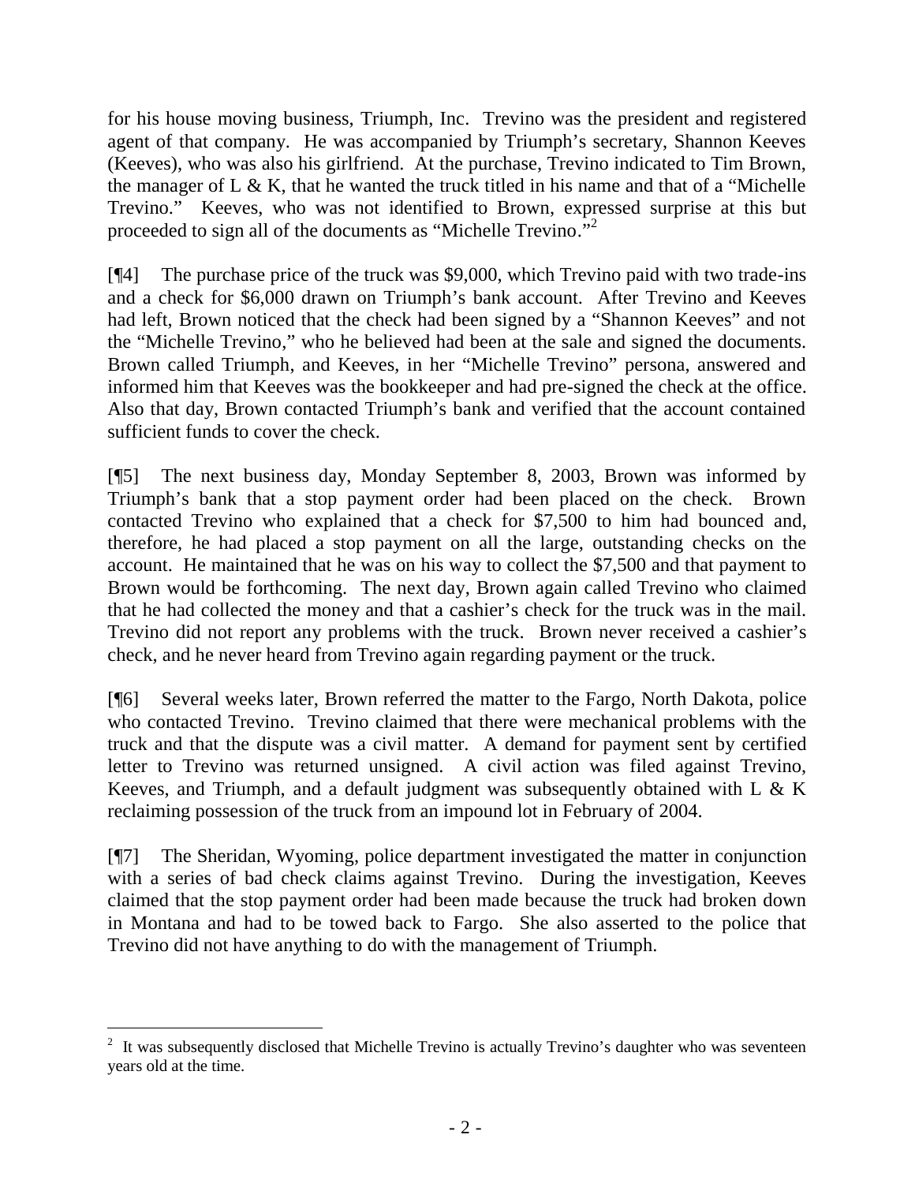for his house moving business, Triumph, Inc. Trevino was the president and registered agent of that company. He was accompanied by Triumph's secretary, Shannon Keeves (Keeves), who was also his girlfriend. At the purchase, Trevino indicated to Tim Brown, the manager of L & K, that he wanted the truck titled in his name and that of a "Michelle Trevino." Keeves, who was not identified to Brown, expressed surprise at this but proceeded to sign all of the documents as "Michelle Trevino."[2]

[¶4] The purchase price of the truck was $9,000, which Trevino paid with two trade-ins and a check for $6,000 drawn on Triumph's bank account. After Trevino and Keeves had left, Brown noticed that the check had been signed by a "Shannon Keeves" and not the "Michelle Trevino," who he believed had been at the sale and signed the documents. Brown called Triumph, and Keeves, in her "Michelle Trevino" persona, answered and informed him that Keeves was the bookkeeper and had pre-signed the check at the office. Also that day, Brown contacted Triumph's bank and verified that the account contained sufficient funds to cover the check.

[¶5] The next business day, Monday September 8, 2003, Brown was informed by Triumph's bank that a stop payment order had been placed on the check. Brown contacted Trevino who explained that a check for $7,500 to him had bounced and, therefore, he had placed a stop payment on all the large, outstanding checks on the account. He maintained that he was on his way to collect the $7,500 and that payment to Brown would be forthcoming. The next day, Brown again called Trevino who claimed that he had collected the money and that a cashier's check for the truck was in the mail. Trevino did not report any problems with the truck. Brown never received a cashier's check, and he never heard from Trevino again regarding payment or the truck.

[¶6] Several weeks later, Brown referred the matter to the Fargo, North Dakota, police who contacted Trevino. Trevino claimed that there were mechanical problems with the truck and that the dispute was a civil matter. A demand for payment sent by certified letter to Trevino was returned unsigned. A civil action was filed against Trevino, Keeves, and Triumph, and a default judgment was subsequently obtained with L & K reclaiming possession of the truck from an impound lot in February of 2004.

[¶7] The Sheridan, Wyoming, police department investigated the matter in conjunction with a series of bad check claims against Trevino. During the investigation, Keeves claimed that the stop payment order had been made because the truck had broken down in Montana and had to be towed back to Fargo. She also asserted to the police that Trevino did not have anything to do with the management of Triumph.

---

[2] It was subsequently disclosed that Michelle Trevino is actually Trevino's daughter who was seventeen years old at the time.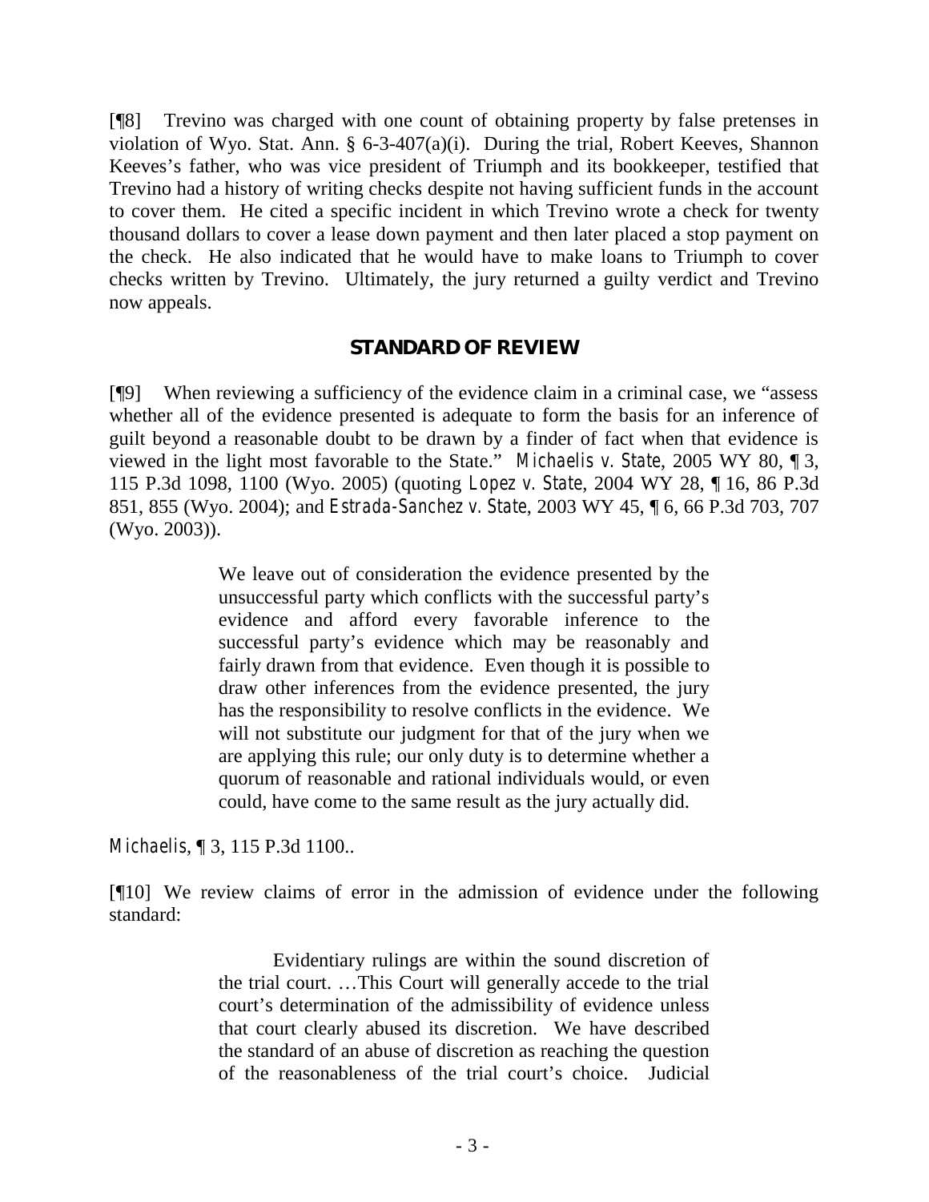[¶8] Trevino was charged with one count of obtaining property by false pretenses in violation of Wyo. Stat. Ann. § 6-3-407(a)(i). During the trial, Robert Keeves, Shannon Keeves's father, who was vice president of Triumph and its bookkeeper, testified that Trevino had a history of writing checks despite not having sufficient funds in the account to cover them. He cited a specific incident in which Trevino wrote a check for twenty thousand dollars to cover a lease down payment and then later placed a stop payment on the check. He also indicated that he would have to make loans to Triumph to cover checks written by Trevino. Ultimately, the jury returned a guilty verdict and Trevino now appeals.

## STANDARD OF REVIEW

[¶9] When reviewing a sufficiency of the evidence claim in a criminal case, we "assess whether all of the evidence presented is adequate to form the basis for an inference of guilt beyond a reasonable doubt to be drawn by a finder of fact when that evidence is viewed in the light most favorable to the State." *Michaelis v. State*, 2005 WY 80, ¶ 3, 115 P.3d 1098, 1100 (Wyo. 2005) (quoting *Lopez v. State*, 2004 WY 28, ¶ 16, 86 P.3d 851, 855 (Wyo. 2004); and *Estrada-Sanchez v. State*, 2003 WY 45, ¶ 6, 66 P.3d 703, 707 (Wyo. 2003)).

> We leave out of consideration the evidence presented by the unsuccessful party which conflicts with the successful party's evidence and afford every favorable inference to the successful party's evidence which may be reasonably and fairly drawn from that evidence. Even though it is possible to draw other inferences from the evidence presented, the jury has the responsibility to resolve conflicts in the evidence. We will not substitute our judgment for that of the jury when we are applying this rule; our only duty is to determine whether a quorum of reasonable and rational individuals would, or even could, have come to the same result as the jury actually did.

*Michaelis*, ¶ 3, 115 P.3d 1100..

[¶10] We review claims of error in the admission of evidence under the following standard:

> Evidentiary rulings are within the sound discretion of the trial court. …This Court will generally accede to the trial court's determination of the admissibility of evidence unless that court clearly abused its discretion. We have described the standard of an abuse of discretion as reaching the question of the reasonableness of the trial court's choice. Judicial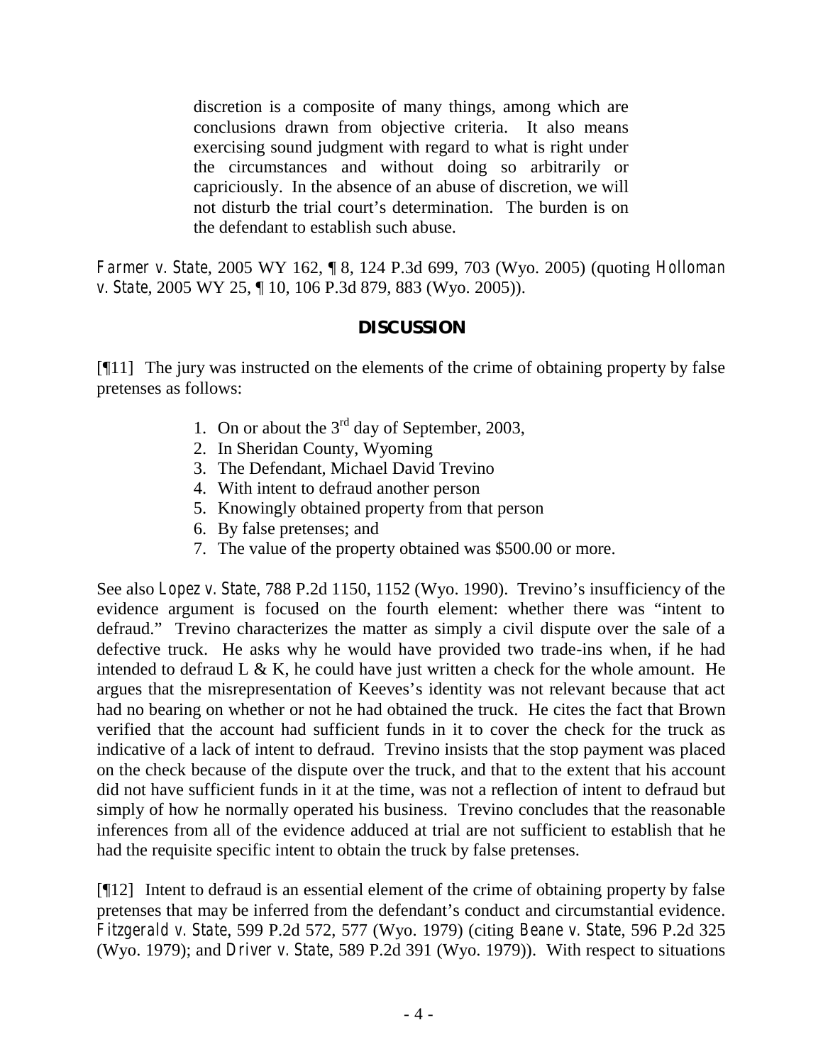> discretion is a composite of many things, among which are conclusions drawn from objective criteria. It also means exercising sound judgment with regard to what is right under the circumstances and without doing so arbitrarily or capriciously. In the absence of an abuse of discretion, we will not disturb the trial court's determination. The burden is on the defendant to establish such abuse.

*Farmer v. State*, 2005 WY 162, ¶ 8, 124 P.3d 699, 703 (Wyo. 2005) (quoting *Holloman v. State*, 2005 WY 25, ¶ 10, 106 P.3d 879, 883 (Wyo. 2005)).

## DISCUSSION

[¶11] The jury was instructed on the elements of the crime of obtaining property by false pretenses as follows:

1. On or about the 3rd day of September, 2003,
2. In Sheridan County, Wyoming
3. The Defendant, Michael David Trevino
4. With intent to defraud another person
5. Knowingly obtained property from that person
6. By false pretenses; and
7. The value of the property obtained was $500.00 or more.

See also *Lopez v. State*, 788 P.2d 1150, 1152 (Wyo. 1990). Trevino's insufficiency of the evidence argument is focused on the fourth element: whether there was "intent to defraud." Trevino characterizes the matter as simply a civil dispute over the sale of a defective truck. He asks why he would have provided two trade-ins when, if he had intended to defraud L & K, he could have just written a check for the whole amount. He argues that the misrepresentation of Keeves's identity was not relevant because that act had no bearing on whether or not he had obtained the truck. He cites the fact that Brown verified that the account had sufficient funds in it to cover the check for the truck as indicative of a lack of intent to defraud. Trevino insists that the stop payment was placed on the check because of the dispute over the truck, and that to the extent that his account did not have sufficient funds in it at the time, was not a reflection of intent to defraud but simply of how he normally operated his business. Trevino concludes that the reasonable inferences from all of the evidence adduced at trial are not sufficient to establish that he had the requisite specific intent to obtain the truck by false pretenses.

[¶12] Intent to defraud is an essential element of the crime of obtaining property by false pretenses that may be inferred from the defendant's conduct and circumstantial evidence. *Fitzgerald v. State*, 599 P.2d 572, 577 (Wyo. 1979) (citing *Beane v. State*, 596 P.2d 325 (Wyo. 1979); and *Driver v. State*, 589 P.2d 391 (Wyo. 1979)). With respect to situations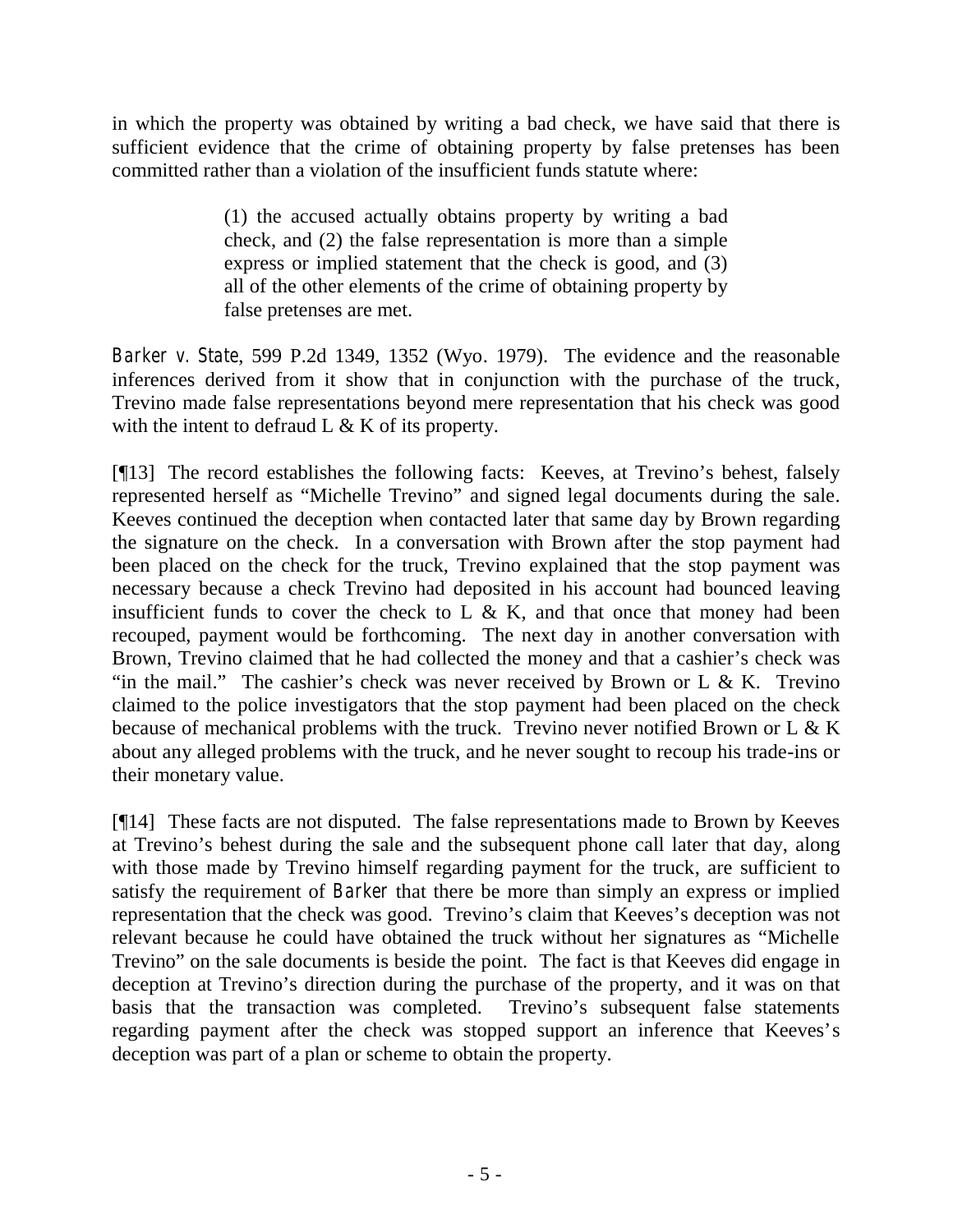in which the property was obtained by writing a bad check, we have said that there is sufficient evidence that the crime of obtaining property by false pretenses has been committed rather than a violation of the insufficient funds statute where:

> (1) the accused actually obtains property by writing a bad check, and (2) the false representation is more than a simple express or implied statement that the check is good, and (3) all of the other elements of the crime of obtaining property by false pretenses are met.

*Barker v. State*, 599 P.2d 1349, 1352 (Wyo. 1979). The evidence and the reasonable inferences derived from it show that in conjunction with the purchase of the truck, Trevino made false representations beyond mere representation that his check was good with the intent to defraud L & K of its property.

[¶13] The record establishes the following facts: Keeves, at Trevino's behest, falsely represented herself as "Michelle Trevino" and signed legal documents during the sale. Keeves continued the deception when contacted later that same day by Brown regarding the signature on the check. In a conversation with Brown after the stop payment had been placed on the check for the truck, Trevino explained that the stop payment was necessary because a check Trevino had deposited in his account had bounced leaving insufficient funds to cover the check to L & K, and that once that money had been recouped, payment would be forthcoming. The next day in another conversation with Brown, Trevino claimed that he had collected the money and that a cashier's check was "in the mail." The cashier's check was never received by Brown or L & K. Trevino claimed to the police investigators that the stop payment had been placed on the check because of mechanical problems with the truck. Trevino never notified Brown or L & K about any alleged problems with the truck, and he never sought to recoup his trade-ins or their monetary value.

[¶14] These facts are not disputed. The false representations made to Brown by Keeves at Trevino's behest during the sale and the subsequent phone call later that day, along with those made by Trevino himself regarding payment for the truck, are sufficient to satisfy the requirement of *Barker* that there be more than simply an express or implied representation that the check was good. Trevino's claim that Keeves's deception was not relevant because he could have obtained the truck without her signatures as "Michelle Trevino" on the sale documents is beside the point. The fact is that Keeves did engage in deception at Trevino's direction during the purchase of the property, and it was on that basis that the transaction was completed. Trevino's subsequent false statements regarding payment after the check was stopped support an inference that Keeves's deception was part of a plan or scheme to obtain the property.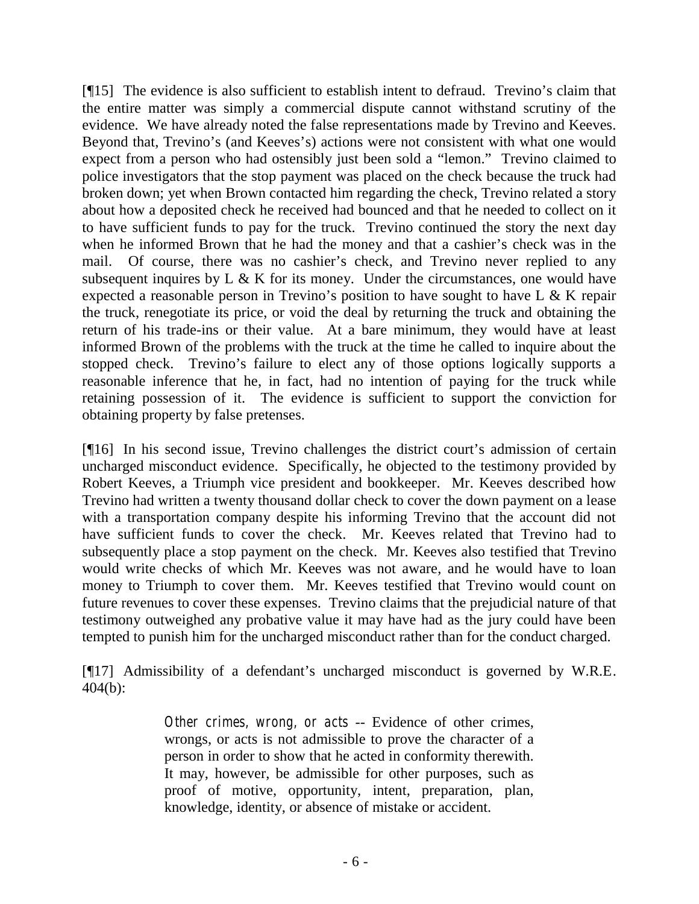[¶15] The evidence is also sufficient to establish intent to defraud. Trevino's claim that the entire matter was simply a commercial dispute cannot withstand scrutiny of the evidence. We have already noted the false representations made by Trevino and Keeves. Beyond that, Trevino's (and Keeves's) actions were not consistent with what one would expect from a person who had ostensibly just been sold a "lemon." Trevino claimed to police investigators that the stop payment was placed on the check because the truck had broken down; yet when Brown contacted him regarding the check, Trevino related a story about how a deposited check he received had bounced and that he needed to collect on it to have sufficient funds to pay for the truck. Trevino continued the story the next day when he informed Brown that he had the money and that a cashier's check was in the mail. Of course, there was no cashier's check, and Trevino never replied to any subsequent inquires by L & K for its money. Under the circumstances, one would have expected a reasonable person in Trevino's position to have sought to have L & K repair the truck, renegotiate its price, or void the deal by returning the truck and obtaining the return of his trade-ins or their value. At a bare minimum, they would have at least informed Brown of the problems with the truck at the time he called to inquire about the stopped check. Trevino's failure to elect any of those options logically supports a reasonable inference that he, in fact, had no intention of paying for the truck while retaining possession of it. The evidence is sufficient to support the conviction for obtaining property by false pretenses.

[¶16] In his second issue, Trevino challenges the district court's admission of certain uncharged misconduct evidence. Specifically, he objected to the testimony provided by Robert Keeves, a Triumph vice president and bookkeeper. Mr. Keeves described how Trevino had written a twenty thousand dollar check to cover the down payment on a lease with a transportation company despite his informing Trevino that the account did not have sufficient funds to cover the check. Mr. Keeves related that Trevino had to subsequently place a stop payment on the check. Mr. Keeves also testified that Trevino would write checks of which Mr. Keeves was not aware, and he would have to loan money to Triumph to cover them. Mr. Keeves testified that Trevino would count on future revenues to cover these expenses. Trevino claims that the prejudicial nature of that testimony outweighed any probative value it may have had as the jury could have been tempted to punish him for the uncharged misconduct rather than for the conduct charged.

[¶17] Admissibility of a defendant's uncharged misconduct is governed by W.R.E. 404(b):

> *Other crimes, wrong, or acts* -- Evidence of other crimes, wrongs, or acts is not admissible to prove the character of a person in order to show that he acted in conformity therewith. It may, however, be admissible for other purposes, such as proof of motive, opportunity, intent, preparation, plan, knowledge, identity, or absence of mistake or accident.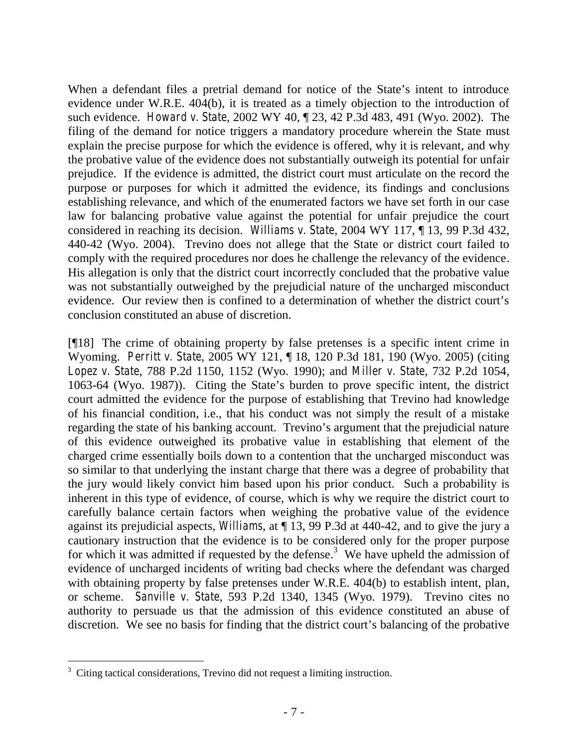When a defendant files a pretrial demand for notice of the State's intent to introduce evidence under W.R.E. 404(b), it is treated as a timely objection to the introduction of such evidence. *Howard v. State*, 2002 WY 40, ¶ 23, 42 P.3d 483, 491 (Wyo. 2002). The filing of the demand for notice triggers a mandatory procedure wherein the State must explain the precise purpose for which the evidence is offered, why it is relevant, and why the probative value of the evidence does not substantially outweigh its potential for unfair prejudice. If the evidence is admitted, the district court must articulate on the record the purpose or purposes for which it admitted the evidence, its findings and conclusions establishing relevance, and which of the enumerated factors we have set forth in our case law for balancing probative value against the potential for unfair prejudice the court considered in reaching its decision. *Williams v. State*, 2004 WY 117, ¶ 13, 99 P.3d 432, 440-42 (Wyo. 2004). Trevino does not allege that the State or district court failed to comply with the required procedures nor does he challenge the relevancy of the evidence. His allegation is only that the district court incorrectly concluded that the probative value was not substantially outweighed by the prejudicial nature of the uncharged misconduct evidence. Our review then is confined to a determination of whether the district court's conclusion constituted an abuse of discretion.

[¶18] The crime of obtaining property by false pretenses is a specific intent crime in Wyoming. *Perritt v. State*, 2005 WY 121, ¶ 18, 120 P.3d 181, 190 (Wyo. 2005) (citing *Lopez v. State*, 788 P.2d 1150, 1152 (Wyo. 1990); and *Miller v. State*, 732 P.2d 1054, 1063-64 (Wyo. 1987)). Citing the State's burden to prove specific intent, the district court admitted the evidence for the purpose of establishing that Trevino had knowledge of his financial condition, i.e., that his conduct was not simply the result of a mistake regarding the state of his banking account. Trevino's argument that the prejudicial nature of this evidence outweighed its probative value in establishing that element of the charged crime essentially boils down to a contention that the uncharged misconduct was so similar to that underlying the instant charge that there was a degree of probability that the jury would likely convict him based upon his prior conduct. Such a probability is inherent in this type of evidence, of course, which is why we require the district court to carefully balance certain factors when weighing the probative value of the evidence against its prejudicial aspects, *Williams*, at ¶ 13, 99 P.3d at 440-42, and to give the jury a cautionary instruction that the evidence is to be considered only for the proper purpose for which it was admitted if requested by the defense.[3] We have upheld the admission of evidence of uncharged incidents of writing bad checks where the defendant was charged with obtaining property by false pretenses under W.R.E. 404(b) to establish intent, plan, or scheme. *Sanville v. State*, 593 P.2d 1340, 1345 (Wyo. 1979). Trevino cites no authority to persuade us that the admission of this evidence constituted an abuse of discretion. We see no basis for finding that the district court's balancing of the probative

---

[3] Citing tactical considerations, Trevino did not request a limiting instruction.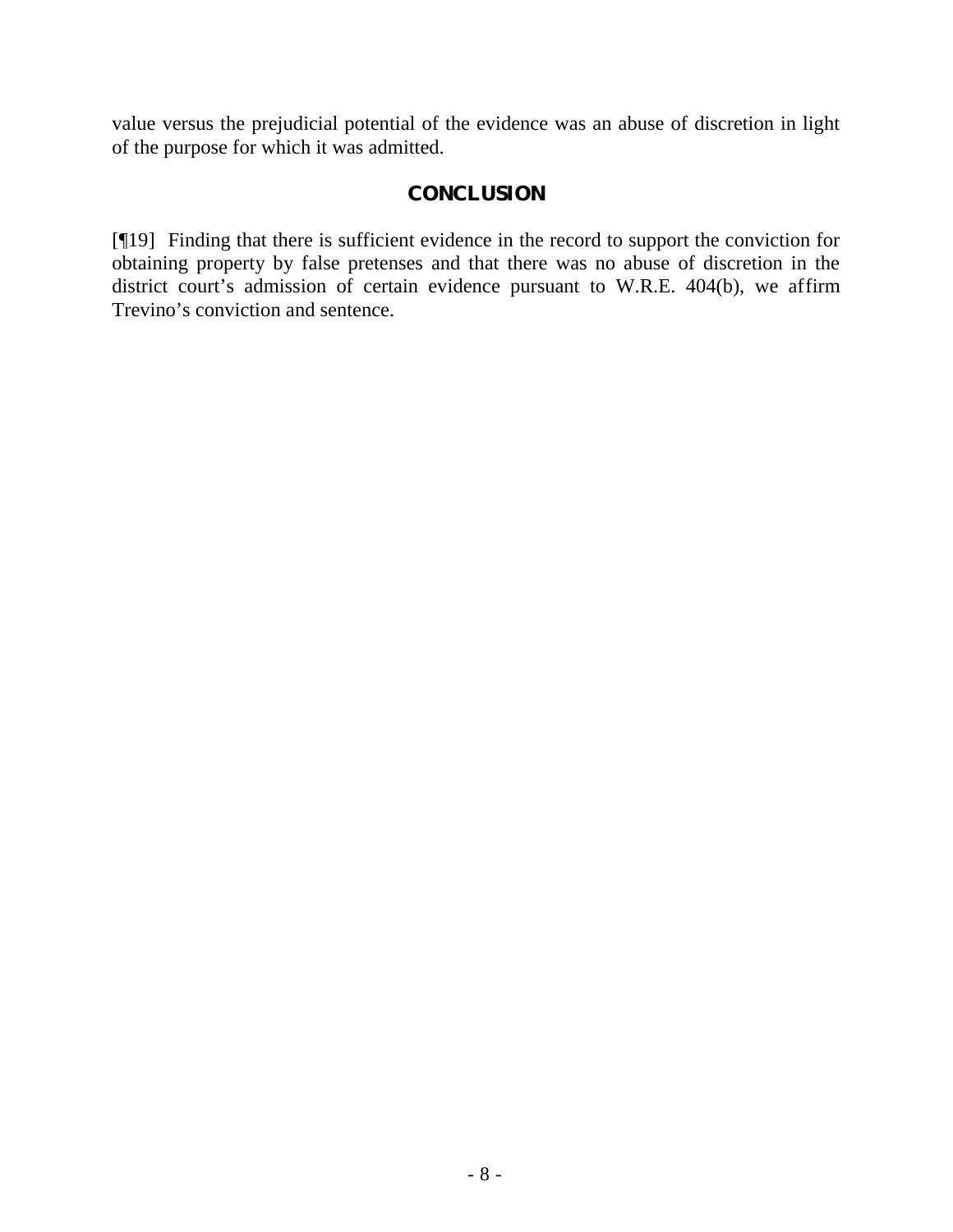value versus the prejudicial potential of the evidence was an abuse of discretion in light of the purpose for which it was admitted.

## CONCLUSION

[¶19] Finding that there is sufficient evidence in the record to support the conviction for obtaining property by false pretenses and that there was no abuse of discretion in the district court's admission of certain evidence pursuant to W.R.E. 404(b), we affirm Trevino's conviction and sentence.